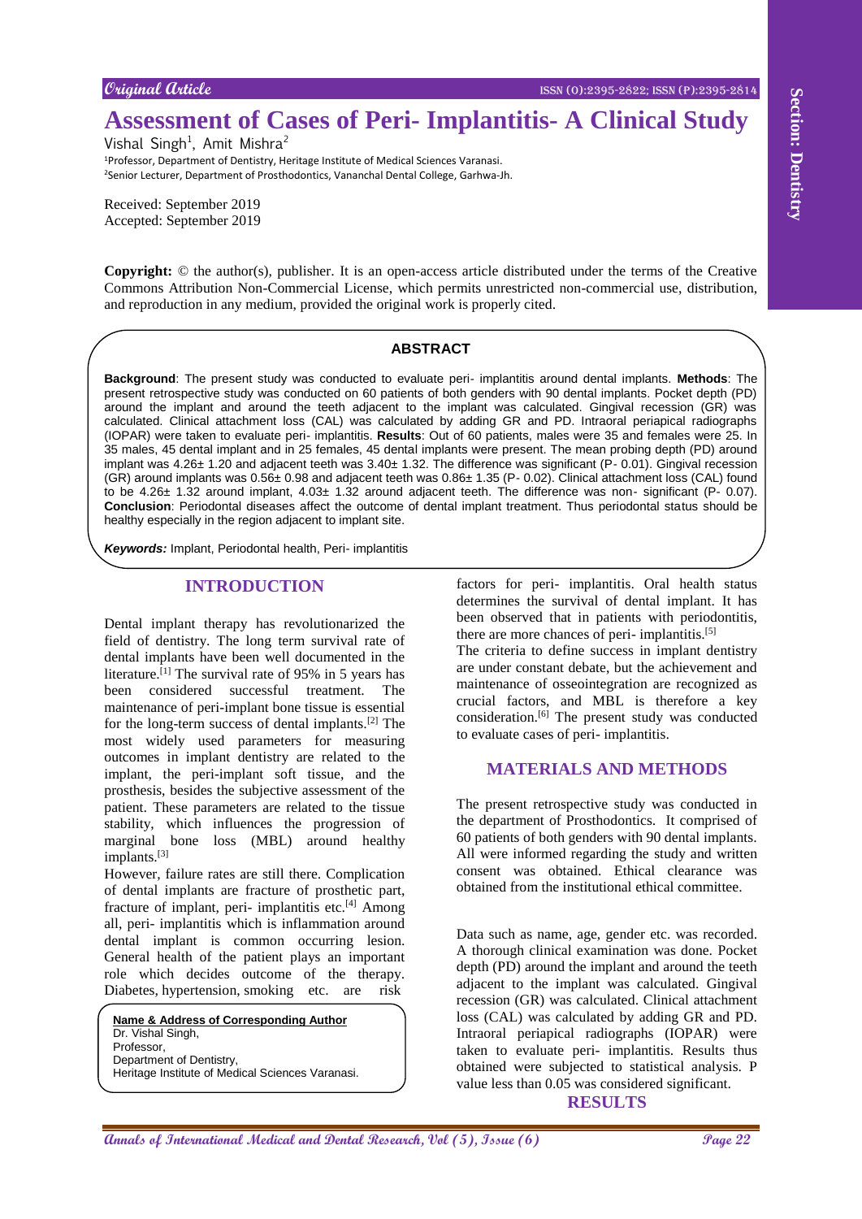Original Article

# Assessment of Cases of Peri- Implantitis- A Clinical Study

Vishal Singh[1], Amit Mishra[2]

[1]Professor, Department of Dentistry, Heritage Institute of Medical Sciences Varanasi.
[2]Senior Lecturer, Department of Prosthodontics, Vananchal Dental College, Garhwa-Jh.

Received: September 2019
Accepted: September 2019

**Copyright:** © the author(s), publisher. It is an open-access article distributed under the terms of the Creative Commons Attribution Non-Commercial License, which permits unrestricted non-commercial use, distribution, and reproduction in any medium, provided the original work is properly cited.

## ABSTRACT

**Background**: The present study was conducted to evaluate peri- implantitis around dental implants. **Methods**: The present retrospective study was conducted on 60 patients of both genders with 90 dental implants. Pocket depth (PD) around the implant and around the teeth adjacent to the implant was calculated. Gingival recession (GR) was calculated. Clinical attachment loss (CAL) was calculated by adding GR and PD. Intraoral periapical radiographs (IOPAR) were taken to evaluate peri- implantitis. **Results**: Out of 60 patients, males were 35 and females were 25. In 35 males, 45 dental implant and in 25 females, 45 dental implants were present. The mean probing depth (PD) around implant was 4.26± 1.20 and adjacent teeth was 3.40± 1.32. The difference was significant (P- 0.01). Gingival recession (GR) around implants was 0.56± 0.98 and adjacent teeth was 0.86± 1.35 (P- 0.02). Clinical attachment loss (CAL) found to be 4.26± 1.32 around implant, 4.03± 1.32 around adjacent teeth. The difference was non- significant (P- 0.07). **Conclusion**: Periodontal diseases affect the outcome of dental implant treatment. Thus periodontal status should be healthy especially in the region adjacent to implant site.

***Keywords:*** Implant, Periodontal health, Peri- implantitis

## INTRODUCTION

Dental implant therapy has revolutionarized the field of dentistry. The long term survival rate of dental implants have been well documented in the literature.[1] The survival rate of 95% in 5 years has been considered successful treatment. The maintenance of peri-implant bone tissue is essential for the long-term success of dental implants.[2] The most widely used parameters for measuring outcomes in implant dentistry are related to the implant, the peri-implant soft tissue, and the prosthesis, besides the subjective assessment of the patient. These parameters are related to the tissue stability, which influences the progression of marginal bone loss (MBL) around healthy implants.[3]

However, failure rates are still there. Complication of dental implants are fracture of prosthetic part, fracture of implant, peri- implantitis etc.[4] Among all, peri- implantitis which is inflammation around dental implant is common occurring lesion. General health of the patient plays an important role which decides outcome of the therapy. Diabetes, hypertension, smoking etc. are risk factors for peri- implantitis. Oral health status determines the survival of dental implant. It has been observed that in patients with periodontitis, there are more chances of peri- implantitis.[5]

The criteria to define success in implant dentistry are under constant debate, but the achievement and maintenance of osseointegration are recognized as crucial factors, and MBL is therefore a key consideration.[6] The present study was conducted to evaluate cases of peri- implantitis.

**Name & Address of Corresponding Author**
Dr. Vishal Singh,
Professor,
Department of Dentistry,
Heritage Institute of Medical Sciences Varanasi.

## MATERIALS AND METHODS

The present retrospective study was conducted in the department of Prosthodontics. It comprised of 60 patients of both genders with 90 dental implants. All were informed regarding the study and written consent was obtained. Ethical clearance was obtained from the institutional ethical committee.

Data such as name, age, gender etc. was recorded. A thorough clinical examination was done. Pocket depth (PD) around the implant and around the teeth adjacent to the implant was calculated. Gingival recession (GR) was calculated. Clinical attachment loss (CAL) was calculated by adding GR and PD. Intraoral periapical radiographs (IOPAR) were taken to evaluate peri- implantitis. Results thus obtained were subjected to statistical analysis. P value less than 0.05 was considered significant.

## RESULTS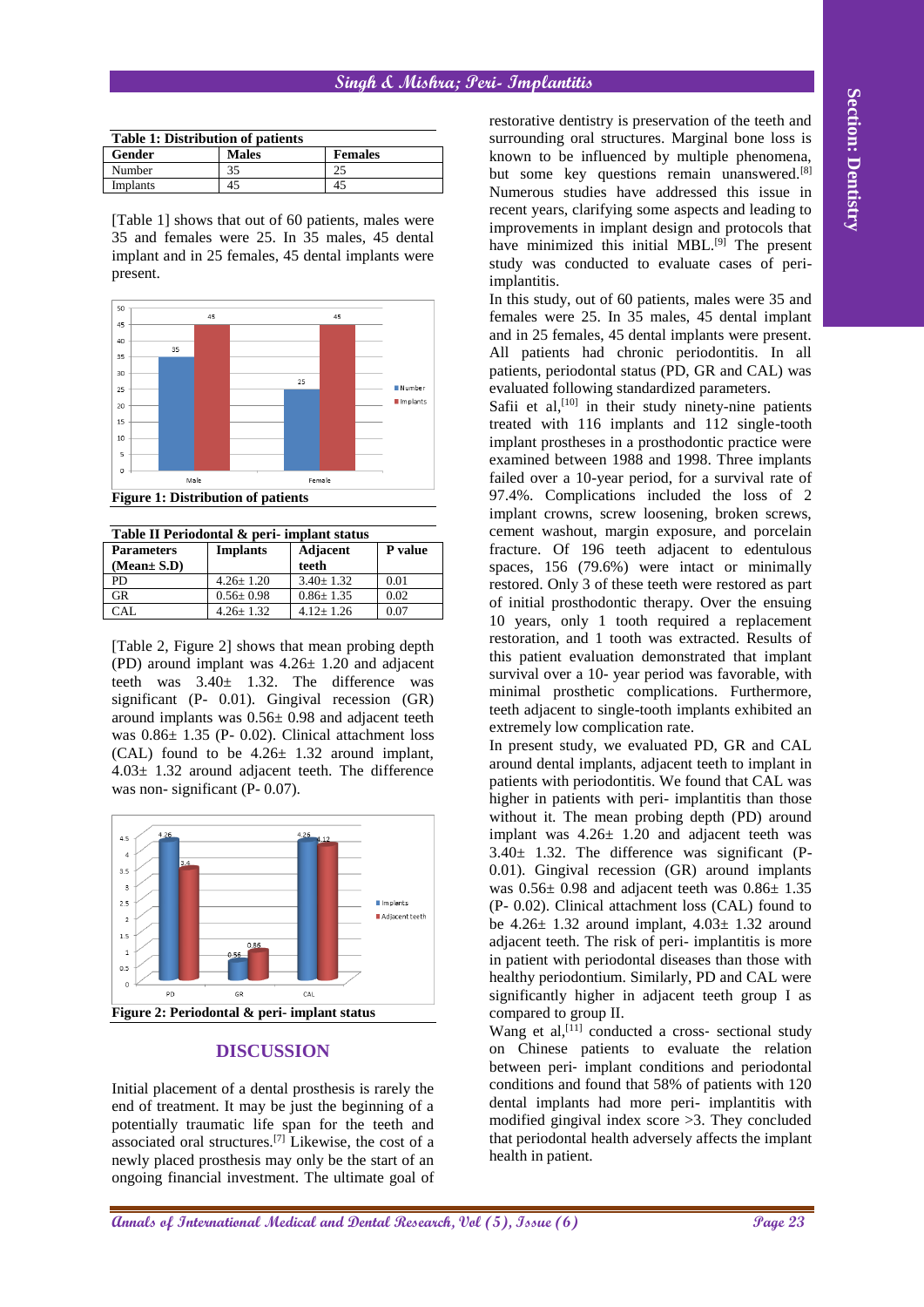**Table 1: Distribution of patients**

| Gender | Males | Females |
|---|---|---|
| Number | 35 | 25 |
| Implants | 45 | 45 |

[Table 1] shows that out of 60 patients, males were 35 and females were 25. In 35 males, 45 dental implant and in 25 females, 45 dental implants were present.

**Figure 1: Distribution of patients**

**Table II Periodontal & peri- implant status**

| Parameters (Mean± S.D) | Implants | Adjacent teeth | P value |
|---|---|---|---|
| PD | 4.26± 1.20 | 3.40± 1.32 | 0.01 |
| GR | 0.56± 0.98 | 0.86± 1.35 | 0.02 |
| CAL | 4.26± 1.32 | 4.12± 1.26 | 0.07 |

[Table 2, Figure 2] shows that mean probing depth (PD) around implant was 4.26± 1.20 and adjacent teeth was 3.40± 1.32. The difference was significant (P- 0.01). Gingival recession (GR) around implants was 0.56± 0.98 and adjacent teeth was 0.86± 1.35 (P- 0.02). Clinical attachment loss (CAL) found to be 4.26± 1.32 around implant, 4.03± 1.32 around adjacent teeth. The difference was non- significant (P- 0.07).

**Figure 2: Periodontal & peri- implant status**

## DISCUSSION

Initial placement of a dental prosthesis is rarely the end of treatment. It may be just the beginning of a potentially traumatic life span for the teeth and associated oral structures.[7] Likewise, the cost of a newly placed prosthesis may only be the start of an ongoing financial investment. The ultimate goal of restorative dentistry is preservation of the teeth and surrounding oral structures. Marginal bone loss is known to be influenced by multiple phenomena, but some key questions remain unanswered.[8] Numerous studies have addressed this issue in recent years, clarifying some aspects and leading to improvements in implant design and protocols that have minimized this initial MBL.[9] The present study was conducted to evaluate cases of peri-implantitis.

In this study, out of 60 patients, males were 35 and females were 25. In 35 males, 45 dental implant and in 25 females, 45 dental implants were present. All patients had chronic periodontitis. In all patients, periodontal status (PD, GR and CAL) was evaluated following standardized parameters.

Safii et al,[10] in their study ninety-nine patients treated with 116 implants and 112 single-tooth implant prostheses in a prosthodontic practice were examined between 1988 and 1998. Three implants failed over a 10-year period, for a survival rate of 97.4%. Complications included the loss of 2 implant crowns, screw loosening, broken screws, cement washout, margin exposure, and porcelain fracture. Of 196 teeth adjacent to edentulous spaces, 156 (79.6%) were intact or minimally restored. Only 3 of these teeth were restored as part of initial prosthodontic therapy. Over the ensuing 10 years, only 1 tooth required a replacement restoration, and 1 tooth was extracted. Results of this patient evaluation demonstrated that implant survival over a 10- year period was favorable, with minimal prosthetic complications. Furthermore, teeth adjacent to single-tooth implants exhibited an extremely low complication rate.

In present study, we evaluated PD, GR and CAL around dental implants, adjacent teeth to implant in patients with periodontitis. We found that CAL was higher in patients with peri- implantitis than those without it. The mean probing depth (PD) around implant was 4.26± 1.20 and adjacent teeth was 3.40± 1.32. The difference was significant (P- 0.01). Gingival recession (GR) around implants was 0.56± 0.98 and adjacent teeth was 0.86± 1.35 (P- 0.02). Clinical attachment loss (CAL) found to be 4.26± 1.32 around implant, 4.03± 1.32 around adjacent teeth. The risk of peri- implantitis is more in patient with periodontal diseases than those with healthy periodontium. Similarly, PD and CAL were significantly higher in adjacent teeth group I as compared to group II.

Wang et al,[11] conducted a cross- sectional study on Chinese patients to evaluate the relation between peri- implant conditions and periodontal conditions and found that 58% of patients with 120 dental implants had more peri- implantitis with modified gingival index score >3. They concluded that periodontal health adversely affects the implant health in patient.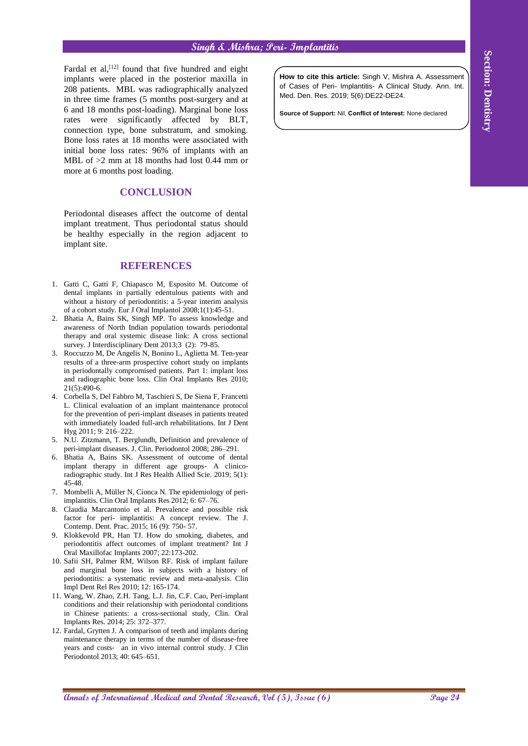Fardal et al,[12] found that five hundred and eight implants were placed in the posterior maxilla in 208 patients. MBL was radiographically analyzed in three time frames (5 months post-surgery and at 6 and 18 months post-loading). Marginal bone loss rates were significantly affected by BLT, connection type, bone substratum, and smoking. Bone loss rates at 18 months were associated with initial bone loss rates: 96% of implants with an MBL of >2 mm at 18 months had lost 0.44 mm or more at 6 months post loading.

## CONCLUSION

Periodontal diseases affect the outcome of dental implant treatment. Thus periodontal status should be healthy especially in the region adjacent to implant site.

## REFERENCES

1. Gatti C, Gatti F, Chiapasco M, Esposito M. Outcome of dental implants in partially edentulous patients with and without a history of periodontitis: a 5-year interim analysis of a cohort study. Eur J Oral Implantol 2008;1(1):45-51.
2. Bhatia A, Bains SK, Singh MP. To assess knowledge and awareness of North Indian population towards periodontal therapy and oral systemic disease link: A cross sectional survey. J Interdisciplinary Dent 2013;3 (2): 79-85.
3. Roccuzzo M, De Angelis N, Bonino L, Aglietta M. Ten-year results of a three-arm prospective cohort study on implants in periodontally compromised patients. Part 1: implant loss and radiographic bone loss. Clin Oral Implants Res 2010; 21(5):490-6.
4. Corbella S, Del Fabbro M, Taschieri S, De Siena F, Francetti L. Clinical evaluation of an implant maintenance protocol for the prevention of peri-implant diseases in patients treated with immediately loaded full-arch rehabilitations. Int J Dent Hyg 2011; 9: 216–222.
5. N.U. Zitzmann, T. Berglundh, Definition and prevalence of peri-implant diseases. J. Clin. Periodontol 2008; 286–291.
6. Bhatia A, Bains SK. Assessment of outcome of dental implant therapy in different age groups- A clinico-radiographic study. Int J Res Health Allied Scie. 2019; 5(1): 45-48.
7. Mombelli A, Müller N, Cionca N. The epidemiology of peri-implantitis. Clin Oral Implants Res 2012; 6: 67–76.
8. Claudia Marcantonio et al. Prevalence and possible risk factor for peri- implantitis: A concept review. The J. Contemp. Dent. Prac. 2015; 16 (9): 750- 57.
9. Klokkevold PR, Han TJ. How do smoking, diabetes, and periodontitis affect outcomes of implant treatment? Int J Oral Maxillofac Implants 2007; 22:173-202.
10. Safii SH, Palmer RM, Wilson RF. Risk of implant failure and marginal bone loss in subjects with a history of periodontitis: a systematic review and meta-analysis. Clin Impl Dent Rel Res 2010; 12: 165-174.
11. Wang, W. Zhao, Z.H. Tang, L.J. Jin, C.F. Cao, Peri-implant conditions and their relationship with periodontal conditions in Chinese patients: a cross-sectional study, Clin. Oral Implants Res. 2014; 25: 372–377.
12. Fardal, Grytten J. A comparison of teeth and implants during maintenance therapy in terms of the number of disease-free years and costs- an in vivo internal control study. J Clin Periodontol 2013; 40: 645–651.

**How to cite this article:** Singh V, Mishra A. Assessment of Cases of Peri- Implantitis- A Clinical Study. Ann. Int. Med. Den. Res. 2019; 5(6):DE22-DE24.

**Source of Support:** Nil, **Conflict of Interest:** None declared